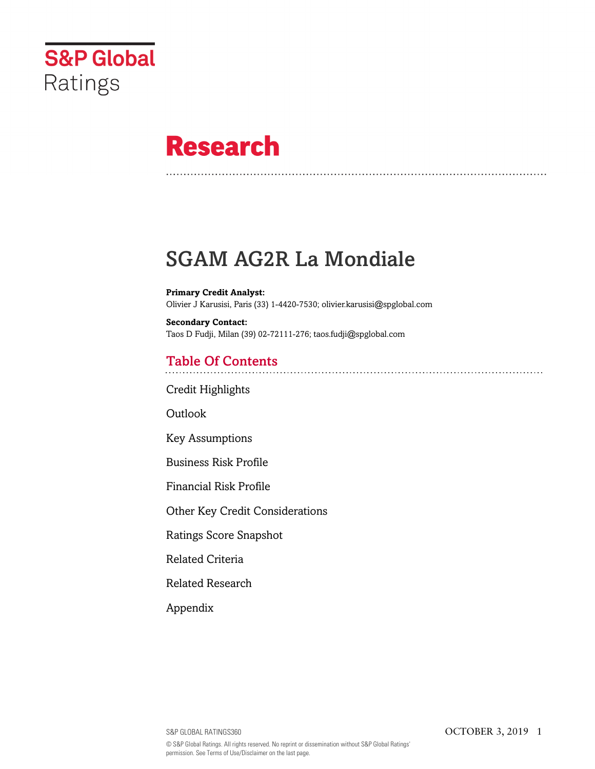# Research

# SGAM AG2R La Mondiale

**Primary Credit Analyst:**
Olivier J Karusisi, Paris (33) 1-4420-7530; olivier.karusisi@spglobal.com

**Secondary Contact:**
Taos D Fudji, Milan (39) 02-72111-276; taos.fudji@spglobal.com

## Table Of Contents

Credit Highlights

Outlook

Key Assumptions

Business Risk Profile

Financial Risk Profile

Other Key Credit Considerations

Ratings Score Snapshot

Related Criteria

Related Research

Appendix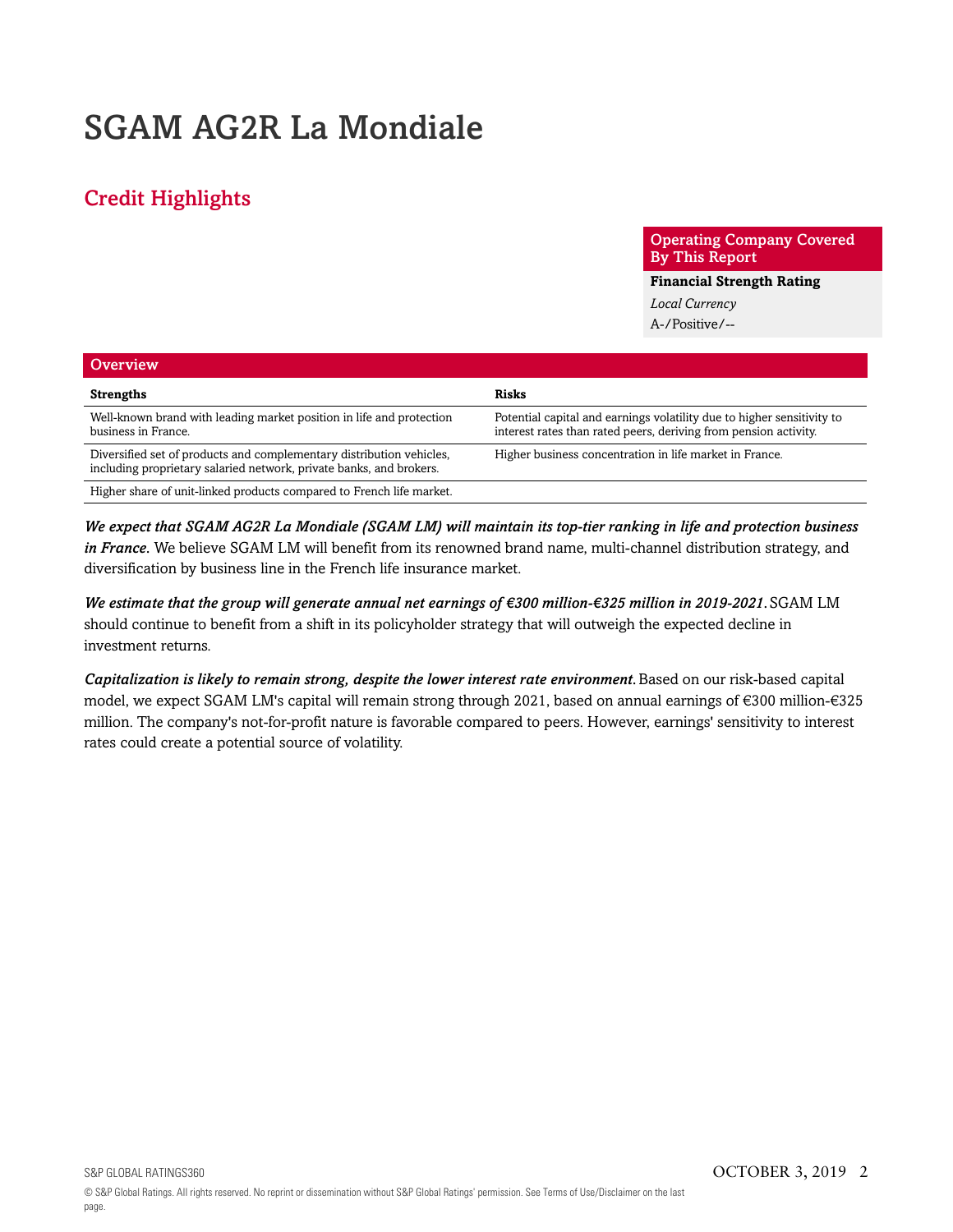# SGAM AG2R La Mondiale

## Credit Highlights

| Operating Company Covered By This Report |
|---|
| **Financial Strength Rating** |
| *Local Currency* |
| A-/Positive/-- |

### Overview

| Strengths | Risks |
|---|---|
| Well-known brand with leading market position in life and protection business in France. | Potential capital and earnings volatility due to higher sensitivity to interest rates than rated peers, deriving from pension activity. |
| Diversified set of products and complementary distribution vehicles, including proprietary salaried network, private banks, and brokers. | Higher business concentration in life market in France. |
| Higher share of unit-linked products compared to French life market. | |

***We expect that SGAM AG2R La Mondiale (SGAM LM) will maintain its top-tier ranking in life and protection business in France.*** We believe SGAM LM will benefit from its renowned brand name, multi-channel distribution strategy, and diversification by business line in the French life insurance market.

***We estimate that the group will generate annual net earnings of €300 million-€325 million in 2019-2021.*** SGAM LM should continue to benefit from a shift in its policyholder strategy that will outweigh the expected decline in investment returns.

***Capitalization is likely to remain strong, despite the lower interest rate environment.*** Based on our risk-based capital model, we expect SGAM LM's capital will remain strong through 2021, based on annual earnings of €300 million-€325 million. The company's not-for-profit nature is favorable compared to peers. However, earnings' sensitivity to interest rates could create a potential source of volatility.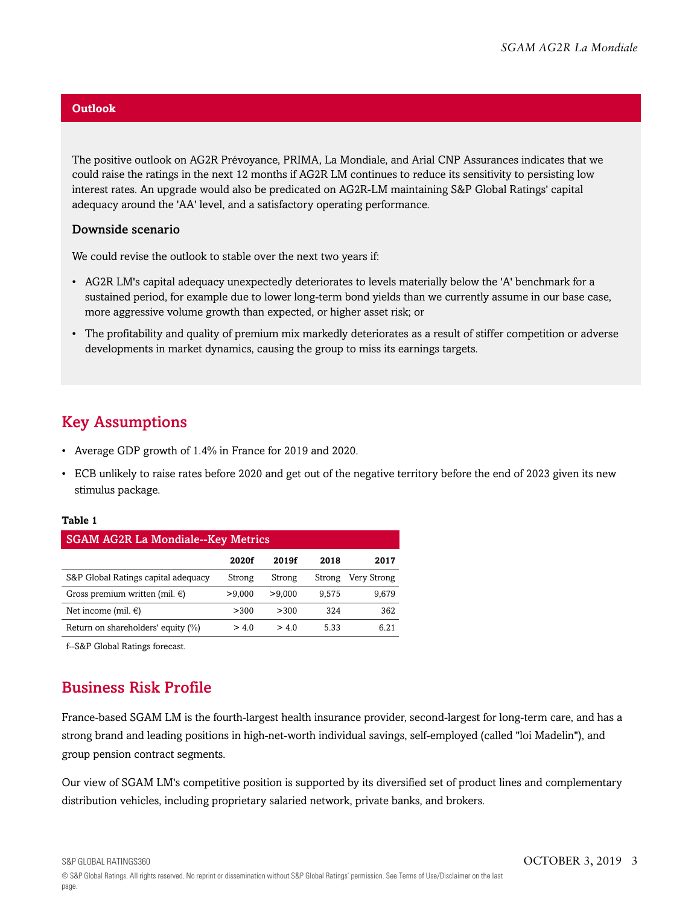## Outlook

The positive outlook on AG2R Prévoyance, PRIMA, La Mondiale, and Arial CNP Assurances indicates that we could raise the ratings in the next 12 months if AG2R LM continues to reduce its sensitivity to persisting low interest rates. An upgrade would also be predicated on AG2R-LM maintaining S&P Global Ratings' capital adequacy around the 'AA' level, and a satisfactory operating performance.

### Downside scenario

We could revise the outlook to stable over the next two years if:

- AG2R LM's capital adequacy unexpectedly deteriorates to levels materially below the 'A' benchmark for a sustained period, for example due to lower long-term bond yields than we currently assume in our base case, more aggressive volume growth than expected, or higher asset risk; or
- The profitability and quality of premium mix markedly deteriorates as a result of stiffer competition or adverse developments in market dynamics, causing the group to miss its earnings targets.

## Key Assumptions

- Average GDP growth of 1.4% in France for 2019 and 2020.
- ECB unlikely to raise rates before 2020 and get out of the negative territory before the end of 2023 given its new stimulus package.

**Table 1**

SGAM AG2R La Mondiale--Key Metrics

| | 2020f | 2019f | 2018 | 2017 |
|---|---|---|---|---|
| S&P Global Ratings capital adequacy | Strong | Strong | Strong | Very Strong |
| Gross premium written (mil. €) | >9,000 | >9,000 | 9,575 | 9,679 |
| Net income (mil. €) | >300 | >300 | 324 | 362 |
| Return on shareholders' equity (%) | > 4.0 | > 4.0 | 5.33 | 6.21 |

f--S&P Global Ratings forecast.

## Business Risk Profile

France-based SGAM LM is the fourth-largest health insurance provider, second-largest for long-term care, and has a strong brand and leading positions in high-net-worth individual savings, self-employed (called "loi Madelin"), and group pension contract segments.

Our view of SGAM LM's competitive position is supported by its diversified set of product lines and complementary distribution vehicles, including proprietary salaried network, private banks, and brokers.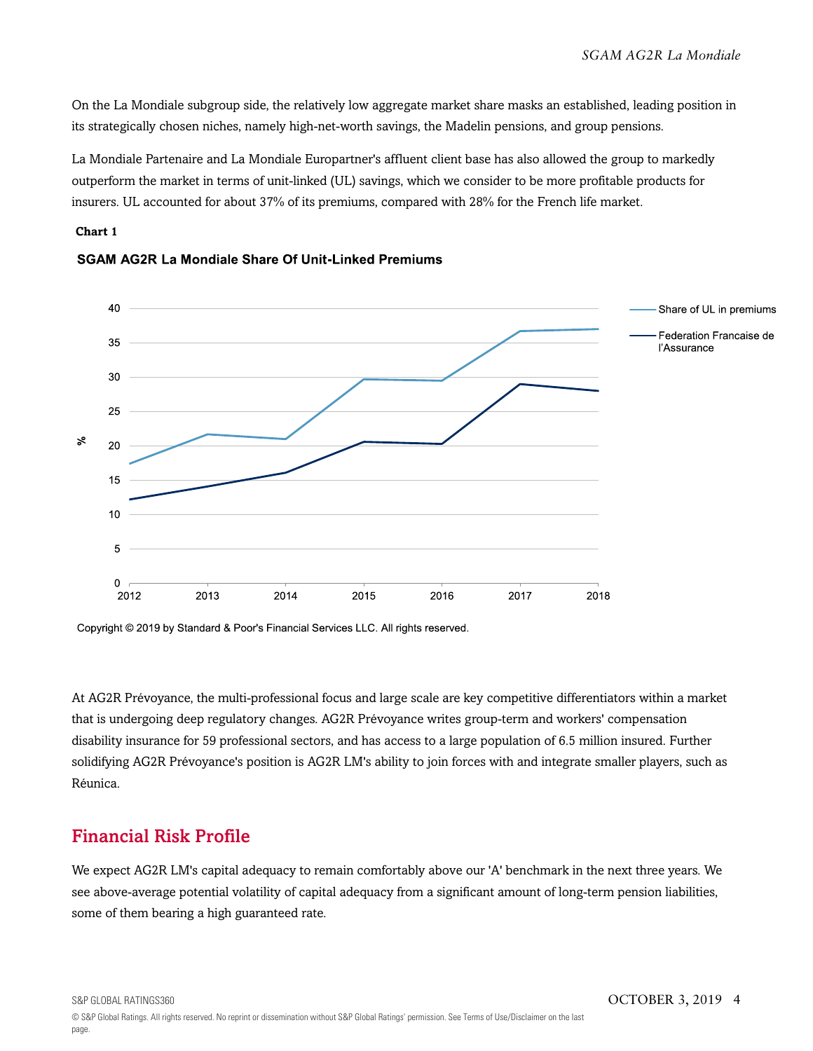On the La Mondiale subgroup side, the relatively low aggregate market share masks an established, leading position in its strategically chosen niches, namely high-net-worth savings, the Madelin pensions, and group pensions.

La Mondiale Partenaire and La Mondiale Europartner's affluent client base has also allowed the group to markedly outperform the market in terms of unit-linked (UL) savings, which we consider to be more profitable products for insurers. UL accounted for about 37% of its premiums, compared with 28% for the French life market.

**Chart 1**

**SGAM AG2R La Mondiale Share Of Unit-Linked Premiums**

Copyright © 2019 by Standard & Poor's Financial Services LLC. All rights reserved.

At AG2R Prévoyance, the multi-professional focus and large scale are key competitive differentiators within a market that is undergoing deep regulatory changes. AG2R Prévoyance writes group-term and workers' compensation disability insurance for 59 professional sectors, and has access to a large population of 6.5 million insured. Further solidifying AG2R Prévoyance's position is AG2R LM's ability to join forces with and integrate smaller players, such as Réunica.

## Financial Risk Profile

We expect AG2R LM's capital adequacy to remain comfortably above our 'A' benchmark in the next three years. We see above-average potential volatility of capital adequacy from a significant amount of long-term pension liabilities, some of them bearing a high guaranteed rate.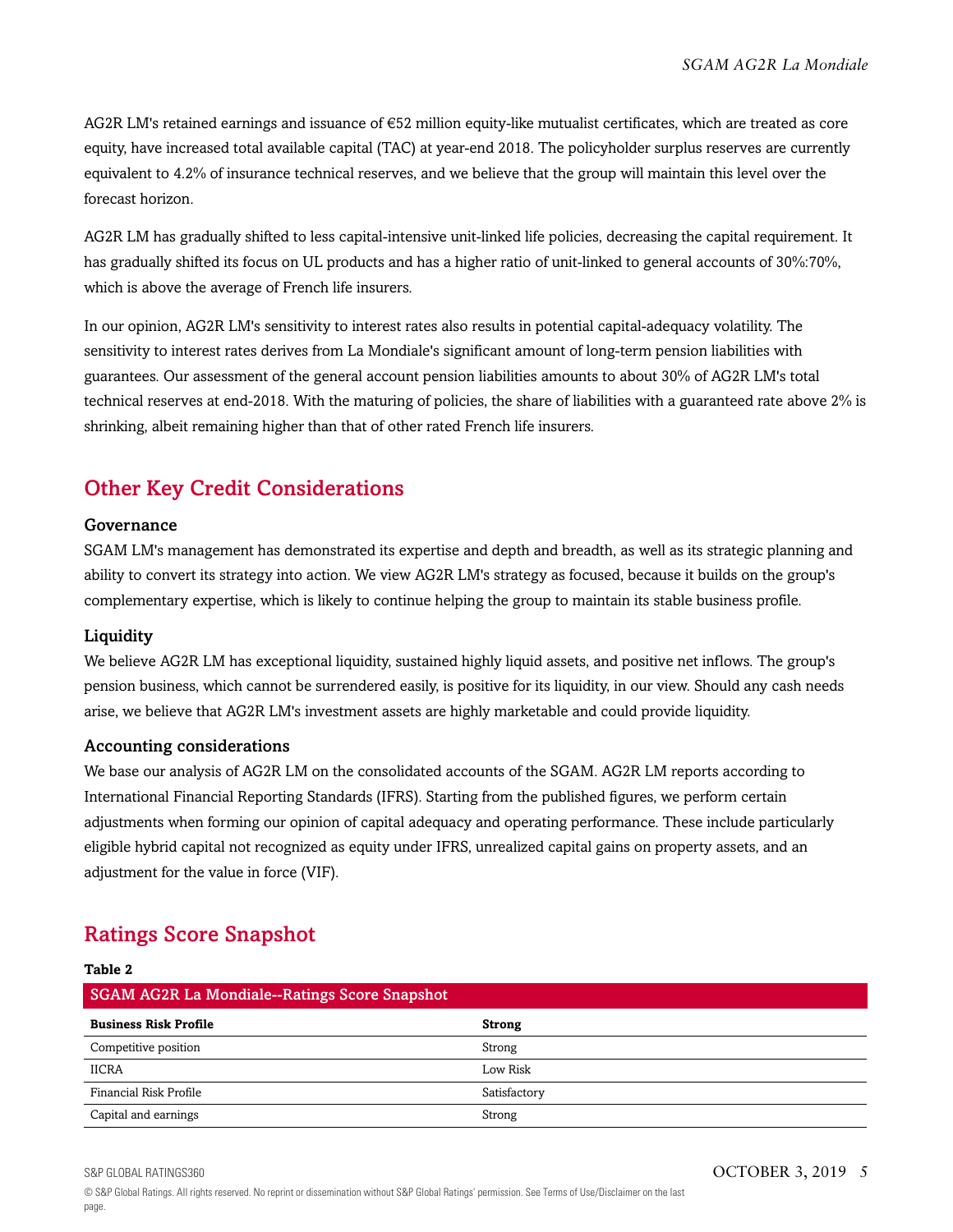AG2R LM's retained earnings and issuance of €52 million equity-like mutualist certificates, which are treated as core equity, have increased total available capital (TAC) at year-end 2018. The policyholder surplus reserves are currently equivalent to 4.2% of insurance technical reserves, and we believe that the group will maintain this level over the forecast horizon.

AG2R LM has gradually shifted to less capital-intensive unit-linked life policies, decreasing the capital requirement. It has gradually shifted its focus on UL products and has a higher ratio of unit-linked to general accounts of 30%:70%, which is above the average of French life insurers.

In our opinion, AG2R LM's sensitivity to interest rates also results in potential capital-adequacy volatility. The sensitivity to interest rates derives from La Mondiale's significant amount of long-term pension liabilities with guarantees. Our assessment of the general account pension liabilities amounts to about 30% of AG2R LM's total technical reserves at end-2018. With the maturing of policies, the share of liabilities with a guaranteed rate above 2% is shrinking, albeit remaining higher than that of other rated French life insurers.

## Other Key Credit Considerations

### Governance

SGAM LM's management has demonstrated its expertise and depth and breadth, as well as its strategic planning and ability to convert its strategy into action. We view AG2R LM's strategy as focused, because it builds on the group's complementary expertise, which is likely to continue helping the group to maintain its stable business profile.

### Liquidity

We believe AG2R LM has exceptional liquidity, sustained highly liquid assets, and positive net inflows. The group's pension business, which cannot be surrendered easily, is positive for its liquidity, in our view. Should any cash needs arise, we believe that AG2R LM's investment assets are highly marketable and could provide liquidity.

### Accounting considerations

We base our analysis of AG2R LM on the consolidated accounts of the SGAM. AG2R LM reports according to International Financial Reporting Standards (IFRS). Starting from the published figures, we perform certain adjustments when forming our opinion of capital adequacy and operating performance. These include particularly eligible hybrid capital not recognized as equity under IFRS, unrealized capital gains on property assets, and an adjustment for the value in force (VIF).

## Ratings Score Snapshot

**Table 2**

| SGAM AG2R La Mondiale--Ratings Score Snapshot | |
|---|---|
| **Business Risk Profile** | **Strong** |
| Competitive position | Strong |
| IICRA | Low Risk |
| Financial Risk Profile | Satisfactory |
| Capital and earnings | Strong |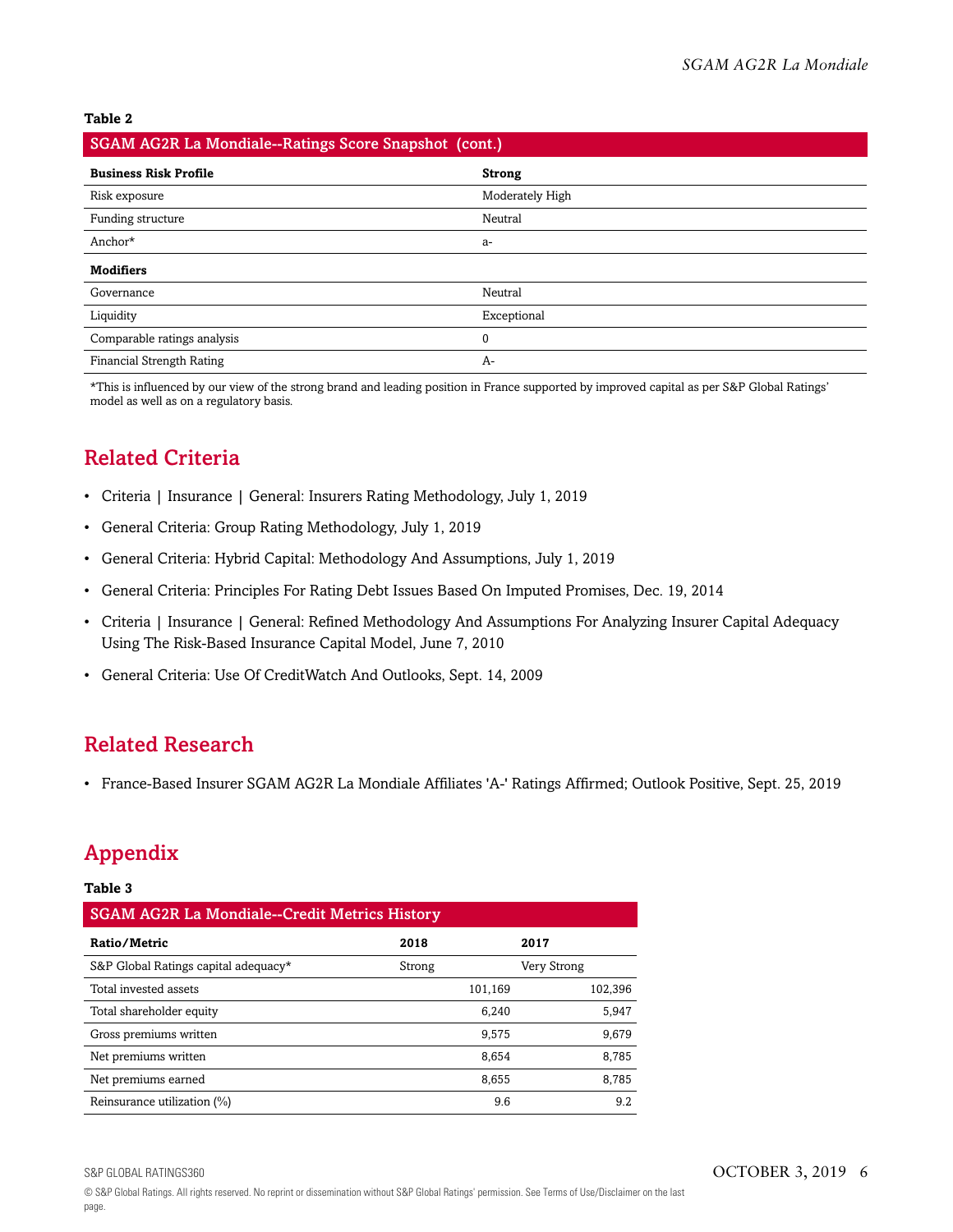**Table 2**

| SGAM AG2R La Mondiale--Ratings Score Snapshot (cont.) | |
|---|---|
| **Business Risk Profile** | **Strong** |
| Risk exposure | Moderately High |
| Funding structure | Neutral |
| Anchor* | a- |
| **Modifiers** | |
| Governance | Neutral |
| Liquidity | Exceptional |
| Comparable ratings analysis | 0 |
| Financial Strength Rating | A- |

*This is influenced by our view of the strong brand and leading position in France supported by improved capital as per S&P Global Ratings' model as well as on a regulatory basis.

## Related Criteria

- Criteria | Insurance | General: Insurers Rating Methodology, July 1, 2019
- General Criteria: Group Rating Methodology, July 1, 2019
- General Criteria: Hybrid Capital: Methodology And Assumptions, July 1, 2019
- General Criteria: Principles For Rating Debt Issues Based On Imputed Promises, Dec. 19, 2014
- Criteria | Insurance | General: Refined Methodology And Assumptions For Analyzing Insurer Capital Adequacy Using The Risk-Based Insurance Capital Model, June 7, 2010
- General Criteria: Use Of CreditWatch And Outlooks, Sept. 14, 2009

## Related Research

- France-Based Insurer SGAM AG2R La Mondiale Affiliates 'A-' Ratings Affirmed; Outlook Positive, Sept. 25, 2019

## Appendix

**Table 3**

| SGAM AG2R La Mondiale--Credit Metrics History | | |
|---|---|---|
| **Ratio/Metric** | **2018** | **2017** |
| S&P Global Ratings capital adequacy* | Strong | Very Strong |
| Total invested assets | 101,169 | 102,396 |
| Total shareholder equity | 6,240 | 5,947 |
| Gross premiums written | 9,575 | 9,679 |
| Net premiums written | 8,654 | 8,785 |
| Net premiums earned | 8,655 | 8,785 |
| Reinsurance utilization (%) | 9.6 | 9.2 |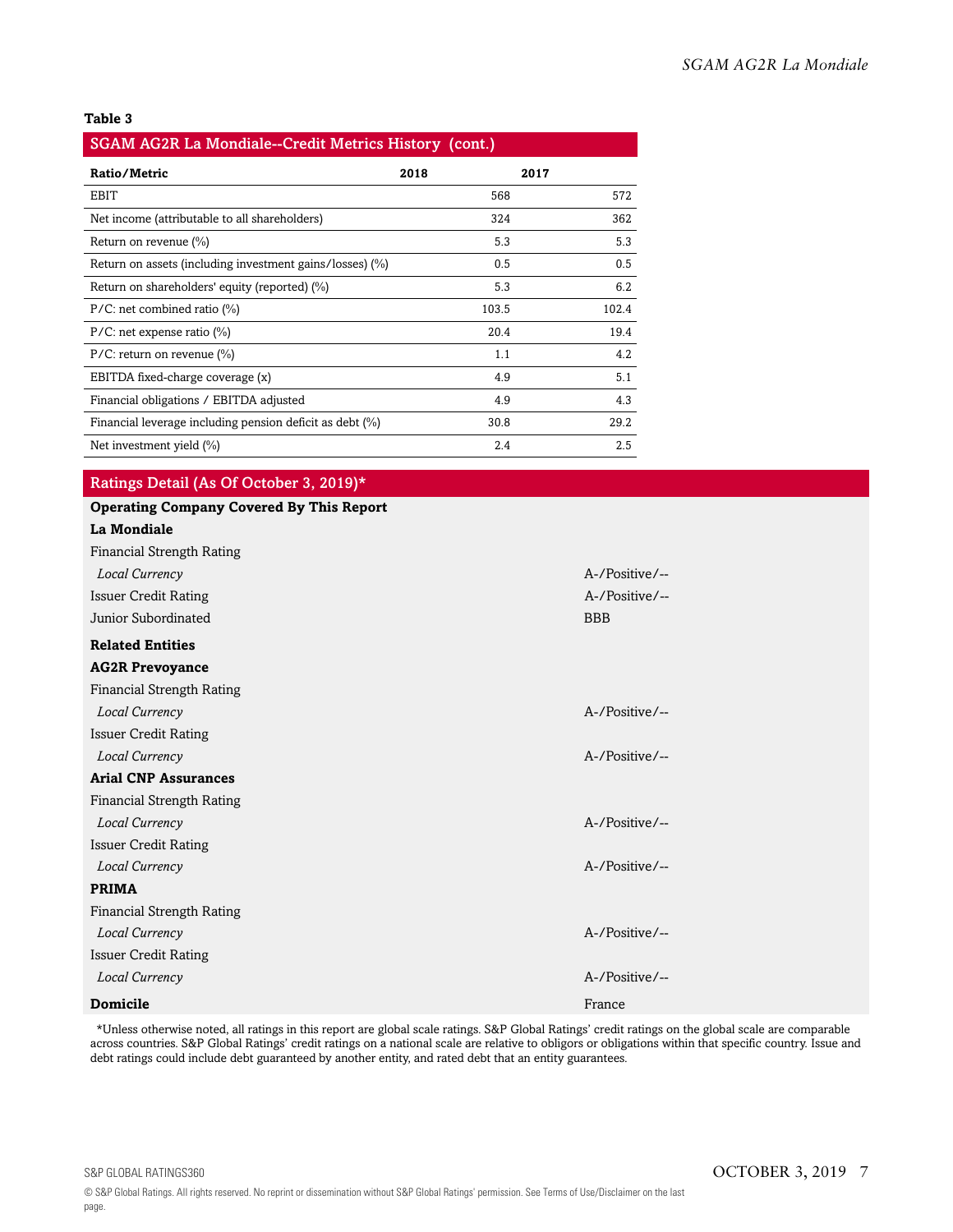**Table 3**

**SGAM AG2R La Mondiale--Credit Metrics History (cont.)**

| Ratio/Metric | 2018 | 2017 |
|---|---|---|
| EBIT | 568 | 572 |
| Net income (attributable to all shareholders) | 324 | 362 |
| Return on revenue (%) | 5.3 | 5.3 |
| Return on assets (including investment gains/losses) (%) | 0.5 | 0.5 |
| Return on shareholders' equity (reported) (%) | 5.3 | 6.2 |
| P/C: net combined ratio (%) | 103.5 | 102.4 |
| P/C: net expense ratio (%) | 20.4 | 19.4 |
| P/C: return on revenue (%) | 1.1 | 4.2 |
| EBITDA fixed-charge coverage (x) | 4.9 | 5.1 |
| Financial obligations / EBITDA adjusted | 4.9 | 4.3 |
| Financial leverage including pension deficit as debt (%) | 30.8 | 29.2 |
| Net investment yield (%) | 2.4 | 2.5 |

## Ratings Detail (As Of October 3, 2019)*

| | |
|---|---|
| **Operating Company Covered By This Report** | |
| **La Mondiale** | |
| Financial Strength Rating | |
| *Local Currency* | A-/Positive/-- |
| Issuer Credit Rating | A-/Positive/-- |
| Junior Subordinated | BBB |
| **Related Entities** | |
| **AG2R Prevoyance** | |
| Financial Strength Rating | |
| *Local Currency* | A-/Positive/-- |
| Issuer Credit Rating | |
| *Local Currency* | A-/Positive/-- |
| **Arial CNP Assurances** | |
| Financial Strength Rating | |
| *Local Currency* | A-/Positive/-- |
| Issuer Credit Rating | |
| *Local Currency* | A-/Positive/-- |
| **PRIMA** | |
| Financial Strength Rating | |
| *Local Currency* | A-/Positive/-- |
| Issuer Credit Rating | |
| *Local Currency* | A-/Positive/-- |
| **Domicile** | France |

*Unless otherwise noted, all ratings in this report are global scale ratings. S&P Global Ratings' credit ratings on the global scale are comparable across countries. S&P Global Ratings' credit ratings on a national scale are relative to obligors or obligations within that specific country. Issue and debt ratings could include debt guaranteed by another entity, and rated debt that an entity guarantees.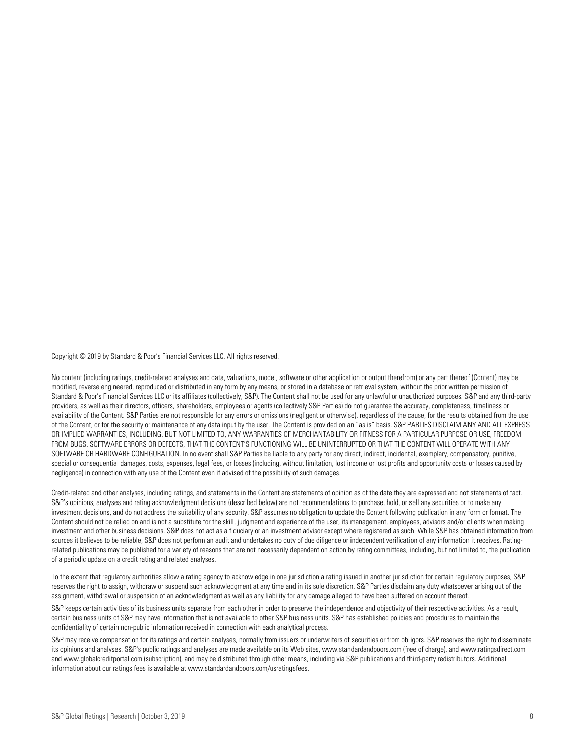Copyright © 2019 by Standard & Poor's Financial Services LLC. All rights reserved.

No content (including ratings, credit-related analyses and data, valuations, model, software or other application or output therefrom) or any part thereof (Content) may be modified, reverse engineered, reproduced or distributed in any form by any means, or stored in a database or retrieval system, without the prior written permission of Standard & Poor's Financial Services LLC or its affiliates (collectively, S&P). The Content shall not be used for any unlawful or unauthorized purposes. S&P and any third-party providers, as well as their directors, officers, shareholders, employees or agents (collectively S&P Parties) do not guarantee the accuracy, completeness, timeliness or availability of the Content. S&P Parties are not responsible for any errors or omissions (negligent or otherwise), regardless of the cause, for the results obtained from the use of the Content, or for the security or maintenance of any data input by the user. The Content is provided on an "as is" basis. S&P PARTIES DISCLAIM ANY AND ALL EXPRESS OR IMPLIED WARRANTIES, INCLUDING, BUT NOT LIMITED TO, ANY WARRANTIES OF MERCHANTABILITY OR FITNESS FOR A PARTICULAR PURPOSE OR USE, FREEDOM FROM BUGS, SOFTWARE ERRORS OR DEFECTS, THAT THE CONTENT'S FUNCTIONING WILL BE UNINTERRUPTED OR THAT THE CONTENT WILL OPERATE WITH ANY SOFTWARE OR HARDWARE CONFIGURATION. In no event shall S&P Parties be liable to any party for any direct, indirect, incidental, exemplary, compensatory, punitive, special or consequential damages, costs, expenses, legal fees, or losses (including, without limitation, lost income or lost profits and opportunity costs or losses caused by negligence) in connection with any use of the Content even if advised of the possibility of such damages.

Credit-related and other analyses, including ratings, and statements in the Content are statements of opinion as of the date they are expressed and not statements of fact. S&P's opinions, analyses and rating acknowledgment decisions (described below) are not recommendations to purchase, hold, or sell any securities or to make any investment decisions, and do not address the suitability of any security. S&P assumes no obligation to update the Content following publication in any form or format. The Content should not be relied on and is not a substitute for the skill, judgment and experience of the user, its management, employees, advisors and/or clients when making investment and other business decisions. S&P does not act as a fiduciary or an investment advisor except where registered as such. While S&P has obtained information from sources it believes to be reliable, S&P does not perform an audit and undertakes no duty of due diligence or independent verification of any information it receives. Rating-related publications may be published for a variety of reasons that are not necessarily dependent on action by rating committees, including, but not limited to, the publication of a periodic update on a credit rating and related analyses.

To the extent that regulatory authorities allow a rating agency to acknowledge in one jurisdiction a rating issued in another jurisdiction for certain regulatory purposes, S&P reserves the right to assign, withdraw or suspend such acknowledgment at any time and in its sole discretion. S&P Parties disclaim any duty whatsoever arising out of the assignment, withdrawal or suspension of an acknowledgment as well as any liability for any damage alleged to have been suffered on account thereof.

S&P keeps certain activities of its business units separate from each other in order to preserve the independence and objectivity of their respective activities. As a result, certain business units of S&P may have information that is not available to other S&P business units. S&P has established policies and procedures to maintain the confidentiality of certain non-public information received in connection with each analytical process.

S&P may receive compensation for its ratings and certain analyses, normally from issuers or underwriters of securities or from obligors. S&P reserves the right to disseminate its opinions and analyses. S&P's public ratings and analyses are made available on its Web sites, www.standardandpoors.com (free of charge), and www.ratingsdirect.com and www.globalcreditportal.com (subscription), and may be distributed through other means, including via S&P publications and third-party redistributors. Additional information about our ratings fees is available at www.standardandpoors.com/usratingsfees.